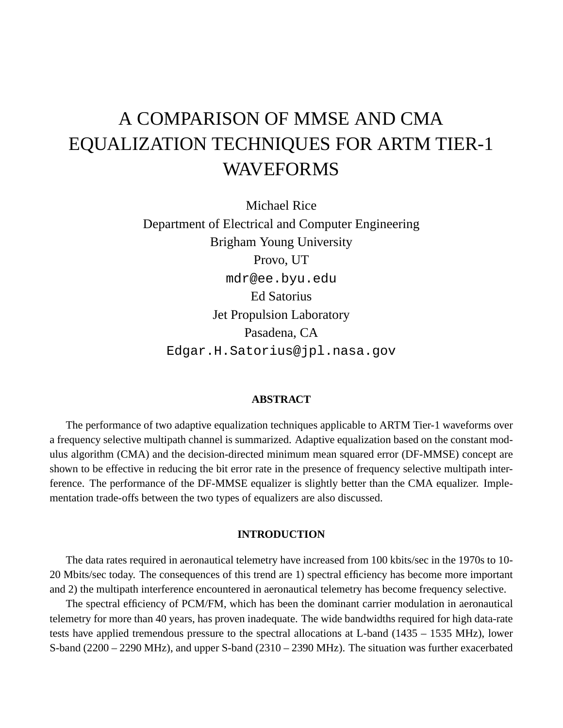# A COMPARISON OF MMSE AND CMA EQUALIZATION TECHNIQUES FOR ARTM TIER-1 WAVEFORMS

Michael Rice
Department of Electrical and Computer Engineering
Brigham Young University
Provo, UT
mdr@ee.byu.edu

Ed Satorius
Jet Propulsion Laboratory
Pasadena, CA
Edgar.H.Satorius@jpl.nasa.gov

## ABSTRACT

The performance of two adaptive equalization techniques applicable to ARTM Tier-1 waveforms over a frequency selective multipath channel is summarized. Adaptive equalization based on the constant modulus algorithm (CMA) and the decision-directed minimum mean squared error (DF-MMSE) concept are shown to be effective in reducing the bit error rate in the presence of frequency selective multipath interference. The performance of the DF-MMSE equalizer is slightly better than the CMA equalizer. Implementation trade-offs between the two types of equalizers are also discussed.

## INTRODUCTION

The data rates required in aeronautical telemetry have increased from 100 kbits/sec in the 1970s to 10-20 Mbits/sec today. The consequences of this trend are 1) spectral efficiency has become more important and 2) the multipath interference encountered in aeronautical telemetry has become frequency selective.

The spectral efficiency of PCM/FM, which has been the dominant carrier modulation in aeronautical telemetry for more than 40 years, has proven inadequate. The wide bandwidths required for high data-rate tests have applied tremendous pressure to the spectral allocations at L-band (1435 – 1535 MHz), lower S-band (2200 – 2290 MHz), and upper S-band (2310 – 2390 MHz). The situation was further exacerbated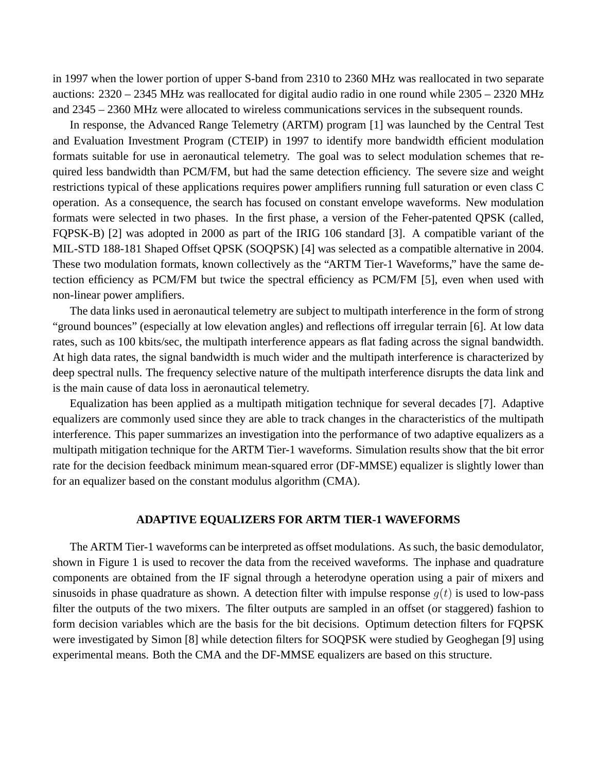in 1997 when the lower portion of upper S-band from 2310 to 2360 MHz was reallocated in two separate auctions: 2320 – 2345 MHz was reallocated for digital audio radio in one round while 2305 – 2320 MHz and 2345 – 2360 MHz were allocated to wireless communications services in the subsequent rounds.

In response, the Advanced Range Telemetry (ARTM) program [1] was launched by the Central Test and Evaluation Investment Program (CTEIP) in 1997 to identify more bandwidth efficient modulation formats suitable for use in aeronautical telemetry. The goal was to select modulation schemes that required less bandwidth than PCM/FM, but had the same detection efficiency. The severe size and weight restrictions typical of these applications requires power amplifiers running full saturation or even class C operation. As a consequence, the search has focused on constant envelope waveforms. New modulation formats were selected in two phases. In the first phase, a version of the Feher-patented QPSK (called, FQPSK-B) [2] was adopted in 2000 as part of the IRIG 106 standard [3]. A compatible variant of the MIL-STD 188-181 Shaped Offset QPSK (SOQPSK) [4] was selected as a compatible alternative in 2004. These two modulation formats, known collectively as the "ARTM Tier-1 Waveforms," have the same detection efficiency as PCM/FM but twice the spectral efficiency as PCM/FM [5], even when used with non-linear power amplifiers.

The data links used in aeronautical telemetry are subject to multipath interference in the form of strong "ground bounces" (especially at low elevation angles) and reflections off irregular terrain [6]. At low data rates, such as 100 kbits/sec, the multipath interference appears as flat fading across the signal bandwidth. At high data rates, the signal bandwidth is much wider and the multipath interference is characterized by deep spectral nulls. The frequency selective nature of the multipath interference disrupts the data link and is the main cause of data loss in aeronautical telemetry.

Equalization has been applied as a multipath mitigation technique for several decades [7]. Adaptive equalizers are commonly used since they are able to track changes in the characteristics of the multipath interference. This paper summarizes an investigation into the performance of two adaptive equalizers as a multipath mitigation technique for the ARTM Tier-1 waveforms. Simulation results show that the bit error rate for the decision feedback minimum mean-squared error (DF-MMSE) equalizer is slightly lower than for an equalizer based on the constant modulus algorithm (CMA).

## ADAPTIVE EQUALIZERS FOR ARTM TIER-1 WAVEFORMS

The ARTM Tier-1 waveforms can be interpreted as offset modulations. As such, the basic demodulator, shown in Figure 1 is used to recover the data from the received waveforms. The inphase and quadrature components are obtained from the IF signal through a heterodyne operation using a pair of mixers and sinusoids in phase quadrature as shown. A detection filter with impulse response $g(t)$ is used to low-pass filter the outputs of the two mixers. The filter outputs are sampled in an offset (or staggered) fashion to form decision variables which are the basis for the bit decisions. Optimum detection filters for FQPSK were investigated by Simon [8] while detection filters for SOQPSK were studied by Geoghegan [9] using experimental means. Both the CMA and the DF-MMSE equalizers are based on this structure.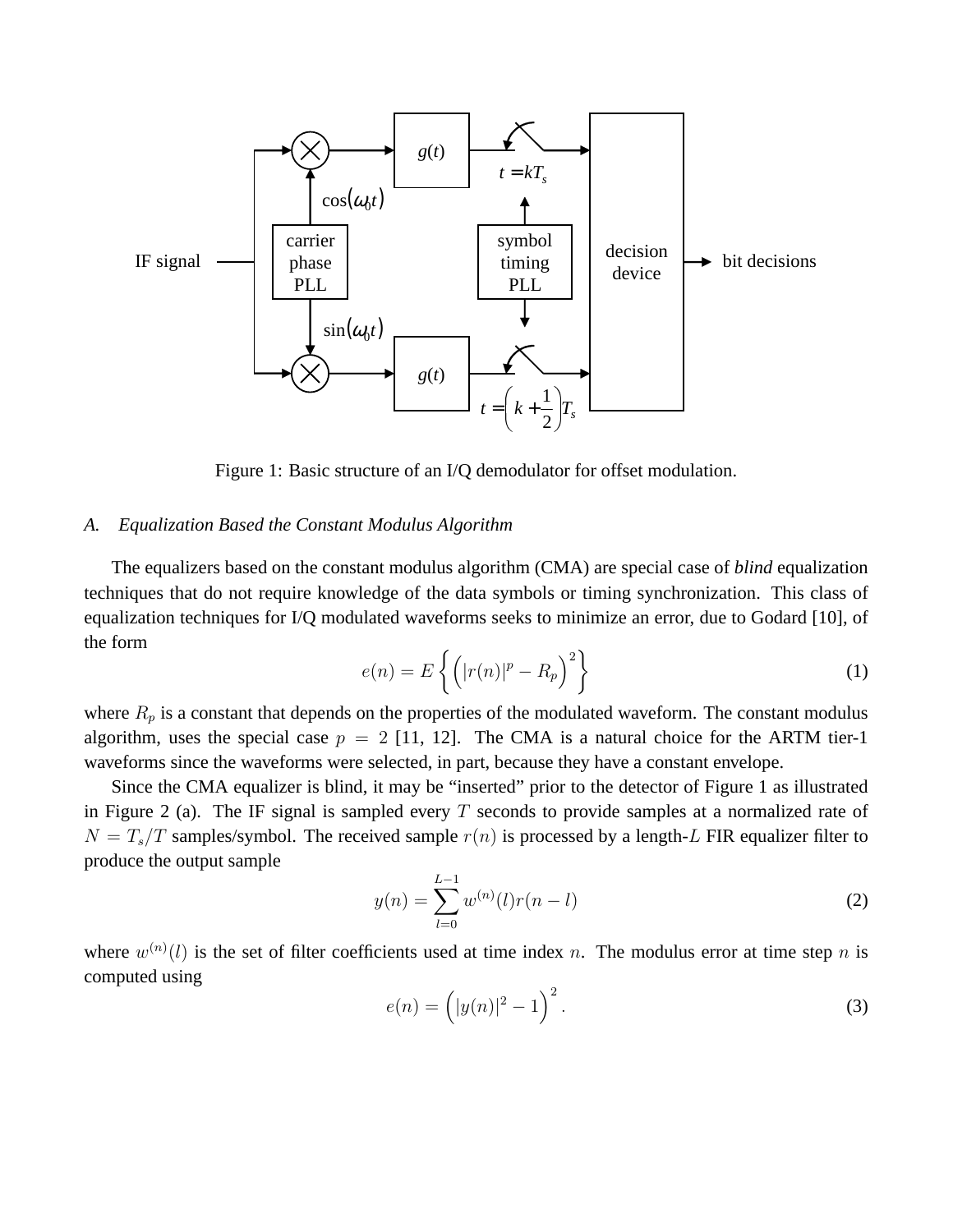Figure 1: Basic structure of an I/Q demodulator for offset modulation.

### A. Equalization Based the Constant Modulus Algorithm

The equalizers based on the constant modulus algorithm (CMA) are special case of *blind* equalization techniques that do not require knowledge of the data symbols or timing synchronization. This class of equalization techniques for I/Q modulated waveforms seeks to minimize an error, due to Godard [10], of the form

$$e(n) = E\left\{ \left( |r(n)|^p - R_p \right)^2 \right\} \tag{1}$$

where $R_p$ is a constant that depends on the properties of the modulated waveform. The constant modulus algorithm, uses the special case $p = 2$ [11, 12]. The CMA is a natural choice for the ARTM tier-1 waveforms since the waveforms were selected, in part, because they have a constant envelope.

Since the CMA equalizer is blind, it may be "inserted" prior to the detector of Figure 1 as illustrated in Figure 2 (a). The IF signal is sampled every $T$ seconds to provide samples at a normalized rate of $N = T_s/T$ samples/symbol. The received sample $r(n)$ is processed by a length-$L$ FIR equalizer filter to produce the output sample

$$y(n) = \sum_{l=0}^{L-1} w^{(n)}(l) r(n-l) \tag{2}$$

where $w^{(n)}(l)$ is the set of filter coefficients used at time index $n$. The modulus error at time step $n$ is computed using

$$e(n) = \left( |y(n)|^2 - 1 \right)^2. \tag{3}$$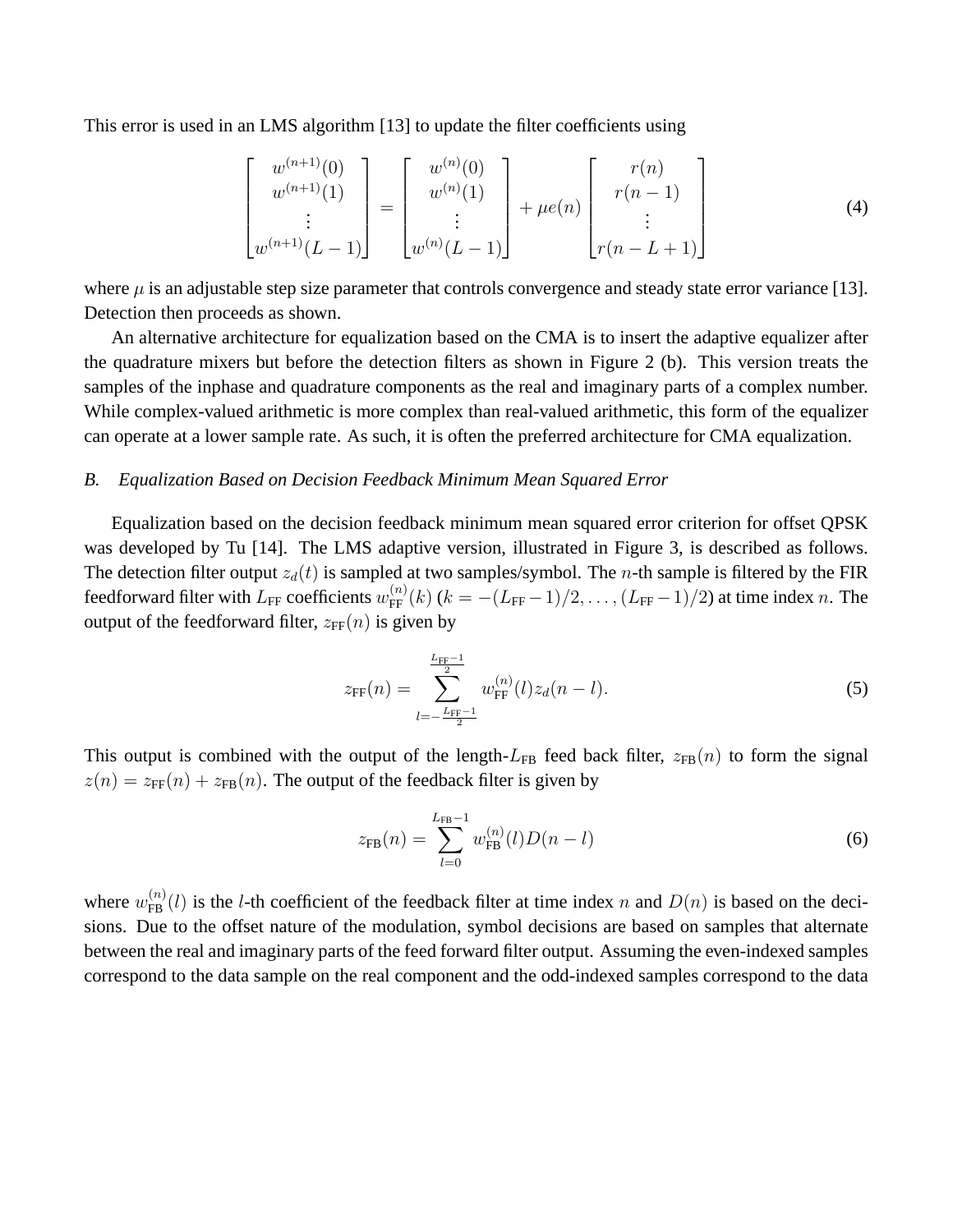This error is used in an LMS algorithm [13] to update the filter coefficients using

$$
\begin{bmatrix} w^{(n+1)}(0) \\ w^{(n+1)}(1) \\ \vdots \\ w^{(n+1)}(L-1) \end{bmatrix} = \begin{bmatrix} w^{(n)}(0) \\ w^{(n)}(1) \\ \vdots \\ w^{(n)}(L-1) \end{bmatrix} + \mu e(n) \begin{bmatrix} r(n) \\ r(n-1) \\ \vdots \\ r(n-L+1) \end{bmatrix} \tag{4}
$$

where $\mu$ is an adjustable step size parameter that controls convergence and steady state error variance [13]. Detection then proceeds as shown.

An alternative architecture for equalization based on the CMA is to insert the adaptive equalizer after the quadrature mixers but before the detection filters as shown in Figure 2 (b). This version treats the samples of the inphase and quadrature components as the real and imaginary parts of a complex number. While complex-valued arithmetic is more complex than real-valued arithmetic, this form of the equalizer can operate at a lower sample rate. As such, it is often the preferred architecture for CMA equalization.

### *B. Equalization Based on Decision Feedback Minimum Mean Squared Error*

Equalization based on the decision feedback minimum mean squared error criterion for offset QPSK was developed by Tu [14]. The LMS adaptive version, illustrated in Figure 3, is described as follows. The detection filter output $z_d(t)$ is sampled at two samples/symbol. The $n$-th sample is filtered by the FIR feedforward filter with $L_{\text{FF}}$ coefficients $w_{\text{FF}}^{(n)}(k)$ ($k = -(L_{\text{FF}}-1)/2, \ldots, (L_{\text{FF}}-1)/2$) at time index $n$. The output of the feedforward filter, $z_{\text{FF}}(n)$ is given by

$$
z_{\text{FF}}(n) = \sum_{l=-\frac{L_{\text{FF}}-1}{2}}^{\frac{L_{\text{FF}}-1}{2}} w_{\text{FF}}^{(n)}(l) z_d(n-l). \tag{5}
$$

This output is combined with the output of the length-$L_{\text{FB}}$ feed back filter, $z_{\text{FB}}(n)$ to form the signal $z(n) = z_{\text{FF}}(n) + z_{\text{FB}}(n)$. The output of the feedback filter is given by

$$
z_{\text{FB}}(n) = \sum_{l=0}^{L_{\text{FB}}-1} w_{\text{FB}}^{(n)}(l) D(n-l) \tag{6}
$$

where $w_{\text{FB}}^{(n)}(l)$ is the $l$-th coefficient of the feedback filter at time index $n$ and $D(n)$ is based on the decisions. Due to the offset nature of the modulation, symbol decisions are based on samples that alternate between the real and imaginary parts of the feed forward filter output. Assuming the even-indexed samples correspond to the data sample on the real component and the odd-indexed samples correspond to the data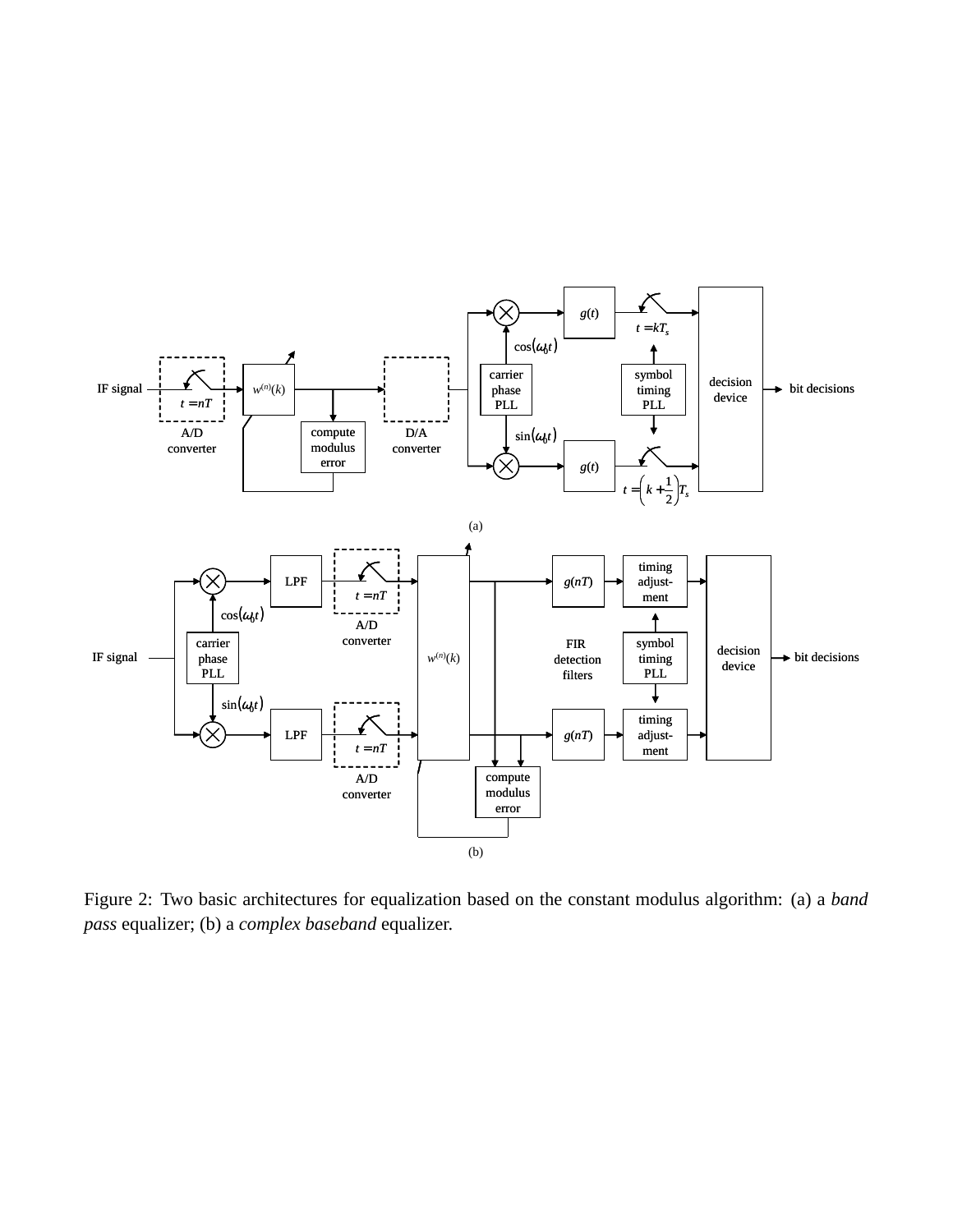Figure 2: Two basic architectures for equalization based on the constant modulus algorithm: (a) a *band pass* equalizer; (b) a *complex baseband* equalizer.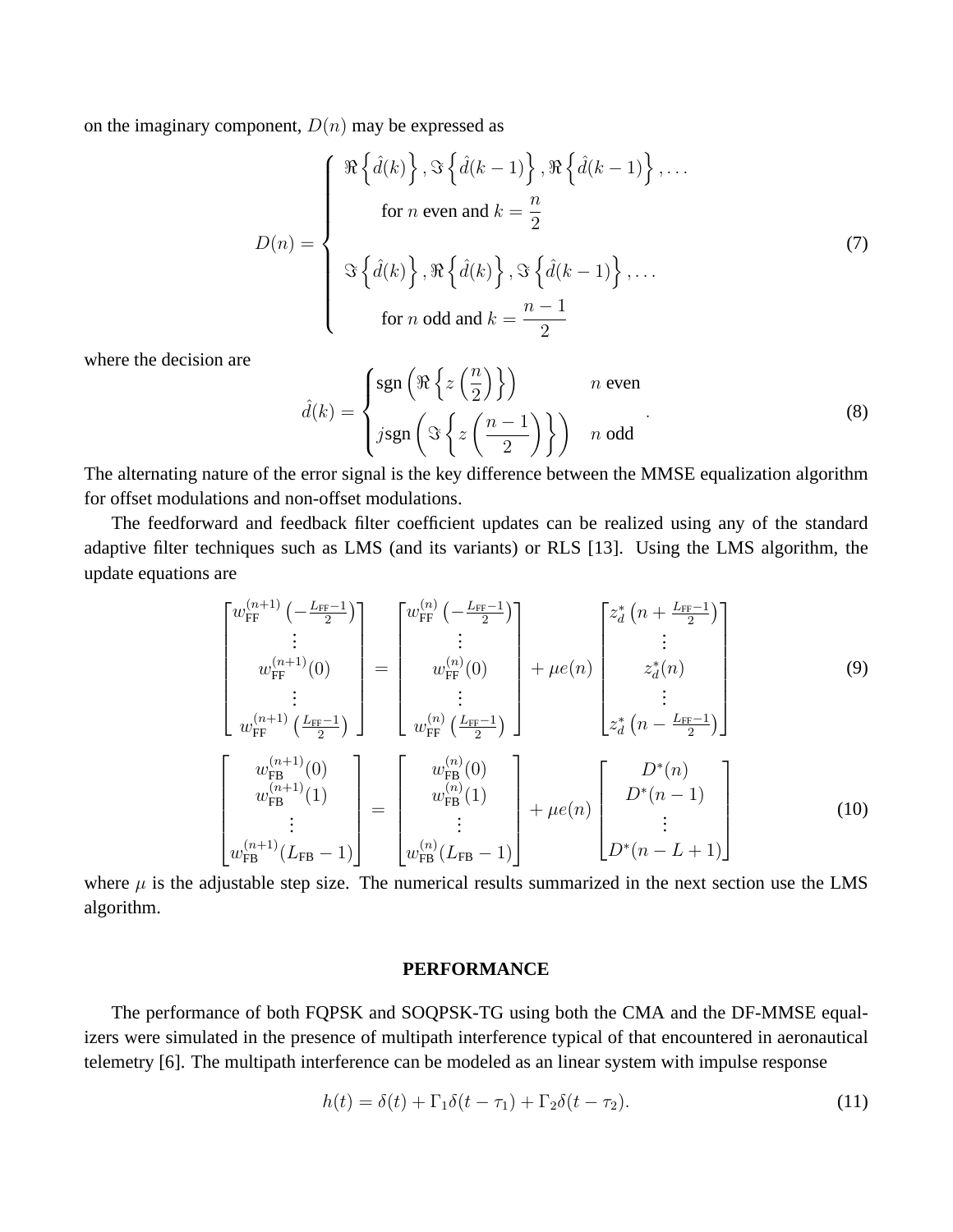on the imaginary component, $D(n)$ may be expressed as

$$
D(n) = \begin{cases} \Re\left\{\hat{d}(k)\right\}, \Im\left\{\hat{d}(k-1)\right\}, \Re\left\{\hat{d}(k-1)\right\}, \ldots \\ \qquad \text{for } n \text{ even and } k = \dfrac{n}{2} \\ \\ \Im\left\{\hat{d}(k)\right\}, \Re\left\{\hat{d}(k)\right\}, \Im\left\{\hat{d}(k-1)\right\}, \ldots \\ \qquad \text{for } n \text{ odd and } k = \dfrac{n-1}{2} \end{cases} \tag{7}
$$

where the decision are

$$
\hat{d}(k) = \begin{cases} \text{sgn}\left(\Re\left\{z\left(\dfrac{n}{2}\right)\right\}\right) & n \text{ even} \\ j\text{sgn}\left(\Im\left\{z\left(\dfrac{n-1}{2}\right)\right\}\right) & n \text{ odd} \end{cases}. \tag{8}
$$

The alternating nature of the error signal is the key difference between the MMSE equalization algorithm for offset modulations and non-offset modulations.

The feedforward and feedback filter coefficient updates can be realized using any of the standard adaptive filter techniques such as LMS (and its variants) or RLS [13]. Using the LMS algorithm, the update equations are

$$
\begin{bmatrix} w_{\text{FF}}^{(n+1)}\left(-\frac{L_{\text{FF}}-1}{2}\right) \\ \vdots \\ w_{\text{FF}}^{(n+1)}(0) \\ \vdots \\ w_{\text{FF}}^{(n+1)}\left(\frac{L_{\text{FF}}-1}{2}\right) \end{bmatrix} = \begin{bmatrix} w_{\text{FF}}^{(n)}\left(-\frac{L_{\text{FF}}-1}{2}\right) \\ \vdots \\ w_{\text{FF}}^{(n)}(0) \\ \vdots \\ w_{\text{FF}}^{(n)}\left(\frac{L_{\text{FF}}-1}{2}\right) \end{bmatrix} + \mu e(n) \begin{bmatrix} z_d^*\left(n+\frac{L_{\text{FF}}-1}{2}\right) \\ \vdots \\ z_d^*(n) \\ \vdots \\ z_d^*\left(n-\frac{L_{\text{FF}}-1}{2}\right) \end{bmatrix} \tag{9}
$$

$$
\begin{bmatrix} w_{\text{FB}}^{(n+1)}(0) \\ w_{\text{FB}}^{(n+1)}(1) \\ \vdots \\ w_{\text{FB}}^{(n+1)}(L_{\text{FB}}-1) \end{bmatrix} = \begin{bmatrix} w_{\text{FB}}^{(n)}(0) \\ w_{\text{FB}}^{(n)}(1) \\ \vdots \\ w_{\text{FB}}^{(n)}(L_{\text{FB}}-1) \end{bmatrix} + \mu e(n) \begin{bmatrix} D^*(n) \\ D^*(n-1) \\ \vdots \\ D^*(n-L+1) \end{bmatrix} \tag{10}
$$

where $\mu$ is the adjustable step size. The numerical results summarized in the next section use the LMS algorithm.

## PERFORMANCE

The performance of both FQPSK and SOQPSK-TG using both the CMA and the DF-MMSE equalizers were simulated in the presence of multipath interference typical of that encountered in aeronautical telemetry [6]. The multipath interference can be modeled as an linear system with impulse response

$$
h(t) = \delta(t) + \Gamma_1\delta(t-\tau_1) + \Gamma_2\delta(t-\tau_2). \tag{11}
$$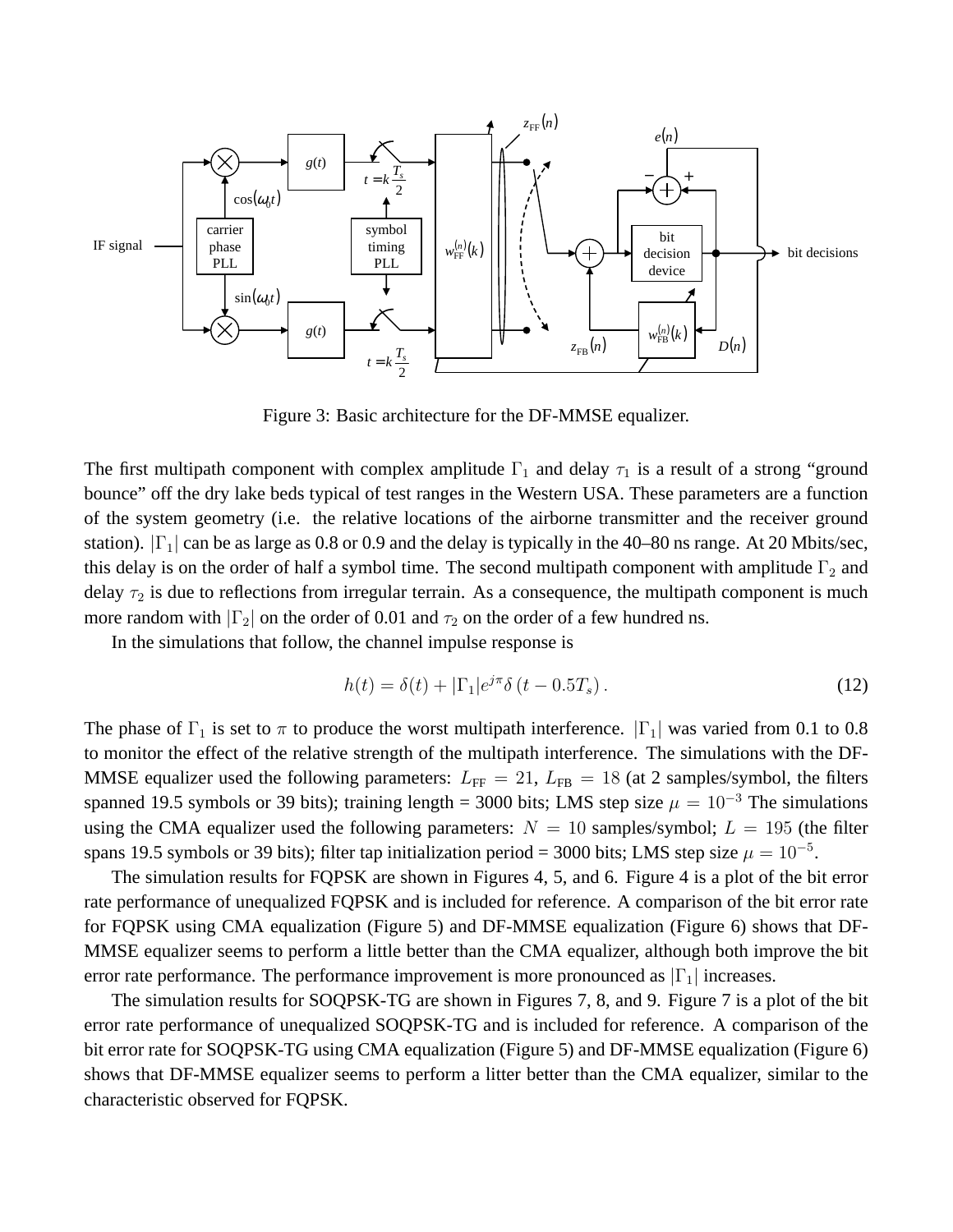Figure 3: Basic architecture for the DF-MMSE equalizer.

The first multipath component with complex amplitude $\Gamma_1$ and delay $\tau_1$ is a result of a strong "ground bounce" off the dry lake beds typical of test ranges in the Western USA. These parameters are a function of the system geometry (i.e. the relative locations of the airborne transmitter and the receiver ground station). $|\Gamma_1|$ can be as large as 0.8 or 0.9 and the delay is typically in the 40–80 ns range. At 20 Mbits/sec, this delay is on the order of half a symbol time. The second multipath component with amplitude $\Gamma_2$ and delay $\tau_2$ is due to reflections from irregular terrain. As a consequence, the multipath component is much more random with $|\Gamma_2|$ on the order of 0.01 and $\tau_2$ on the order of a few hundred ns.

In the simulations that follow, the channel impulse response is

$$h(t) = \delta(t) + |\Gamma_1|e^{j\pi}\delta\left(t - 0.5T_s\right). \tag{12}$$

The phase of $\Gamma_1$ is set to $\pi$ to produce the worst multipath interference. $|\Gamma_1|$ was varied from 0.1 to 0.8 to monitor the effect of the relative strength of the multipath interference. The simulations with the DF-MMSE equalizer used the following parameters: $L_{\text{FF}} = 21$, $L_{\text{FB}} = 18$ (at 2 samples/symbol, the filters spanned 19.5 symbols or 39 bits); training length = 3000 bits; LMS step size $\mu = 10^{-3}$ The simulations using the CMA equalizer used the following parameters: $N = 10$ samples/symbol; $L = 195$ (the filter spans 19.5 symbols or 39 bits); filter tap initialization period = 3000 bits; LMS step size $\mu = 10^{-5}$.

The simulation results for FQPSK are shown in Figures 4, 5, and 6. Figure 4 is a plot of the bit error rate performance of unequalized FQPSK and is included for reference. A comparison of the bit error rate for FQPSK using CMA equalization (Figure 5) and DF-MMSE equalization (Figure 6) shows that DF-MMSE equalizer seems to perform a little better than the CMA equalizer, although both improve the bit error rate performance. The performance improvement is more pronounced as $|\Gamma_1|$ increases.

The simulation results for SOQPSK-TG are shown in Figures 7, 8, and 9. Figure 7 is a plot of the bit error rate performance of unequalized SOQPSK-TG and is included for reference. A comparison of the bit error rate for SOQPSK-TG using CMA equalization (Figure 5) and DF-MMSE equalization (Figure 6) shows that DF-MMSE equalizer seems to perform a litter better than the CMA equalizer, similar to the characteristic observed for FQPSK.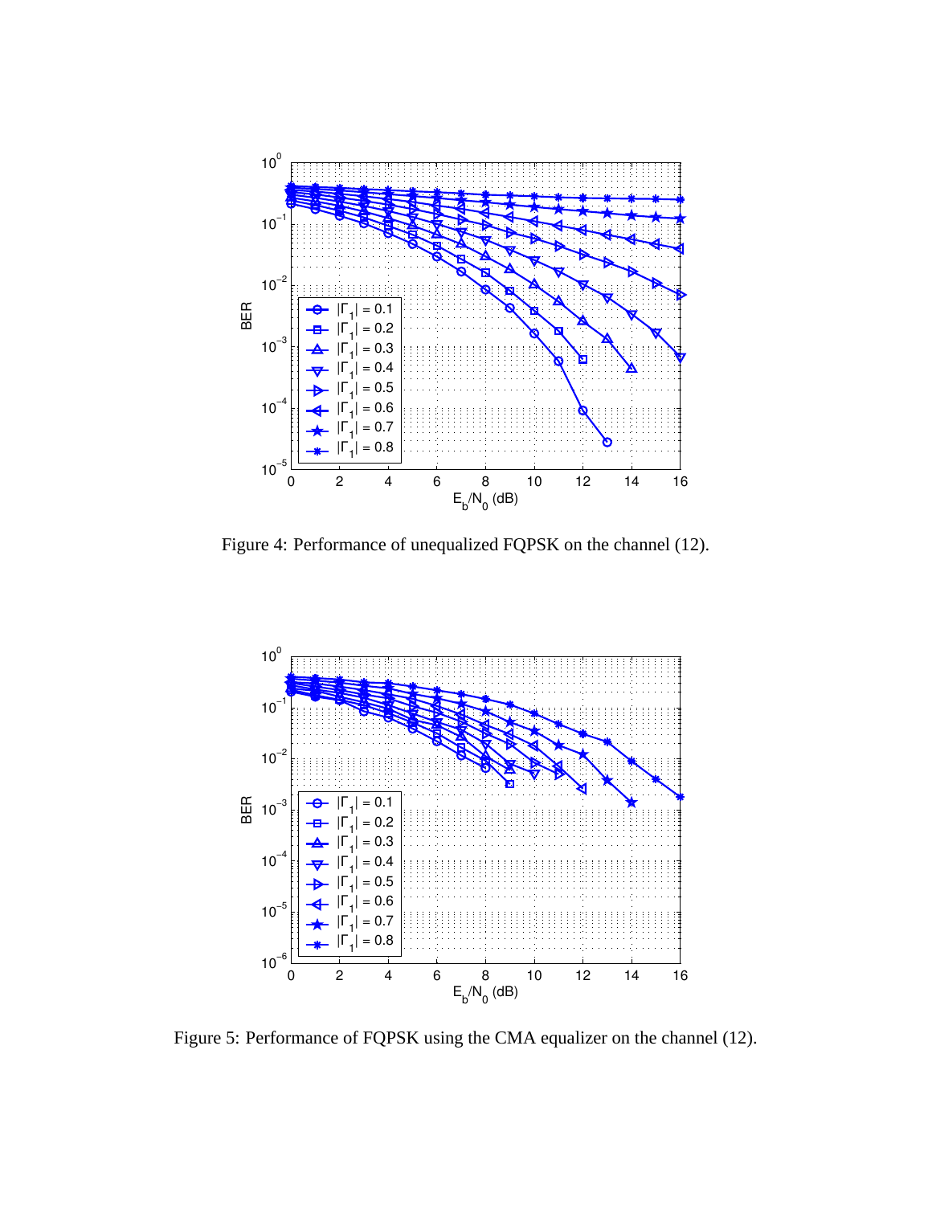Figure 4: Performance of unequalized FQPSK on the channel (12).

Figure 5: Performance of FQPSK using the CMA equalizer on the channel (12).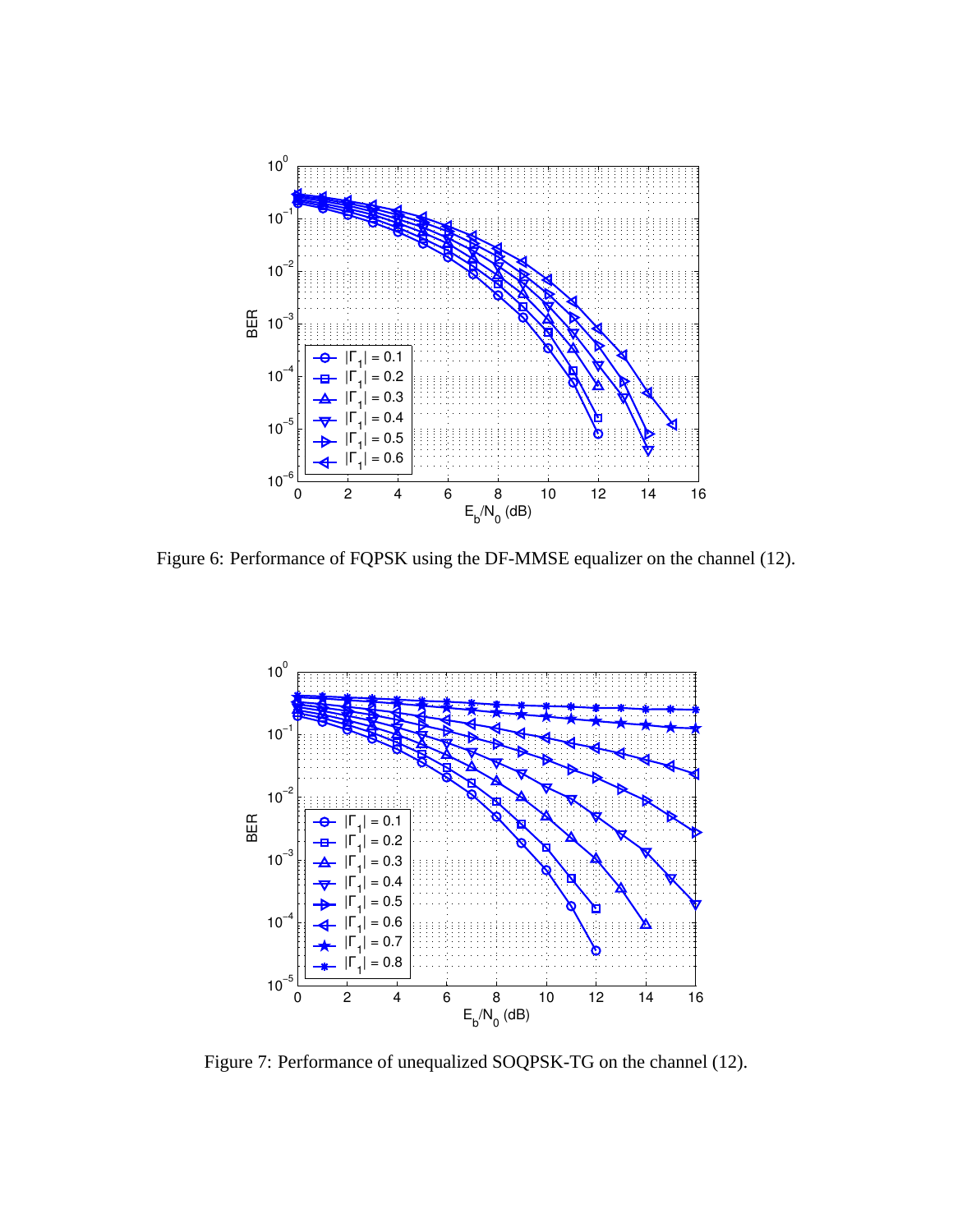Figure 6: Performance of FQPSK using the DF-MMSE equalizer on the channel (12).

Figure 7: Performance of unequalized SOQPSK-TG on the channel (12).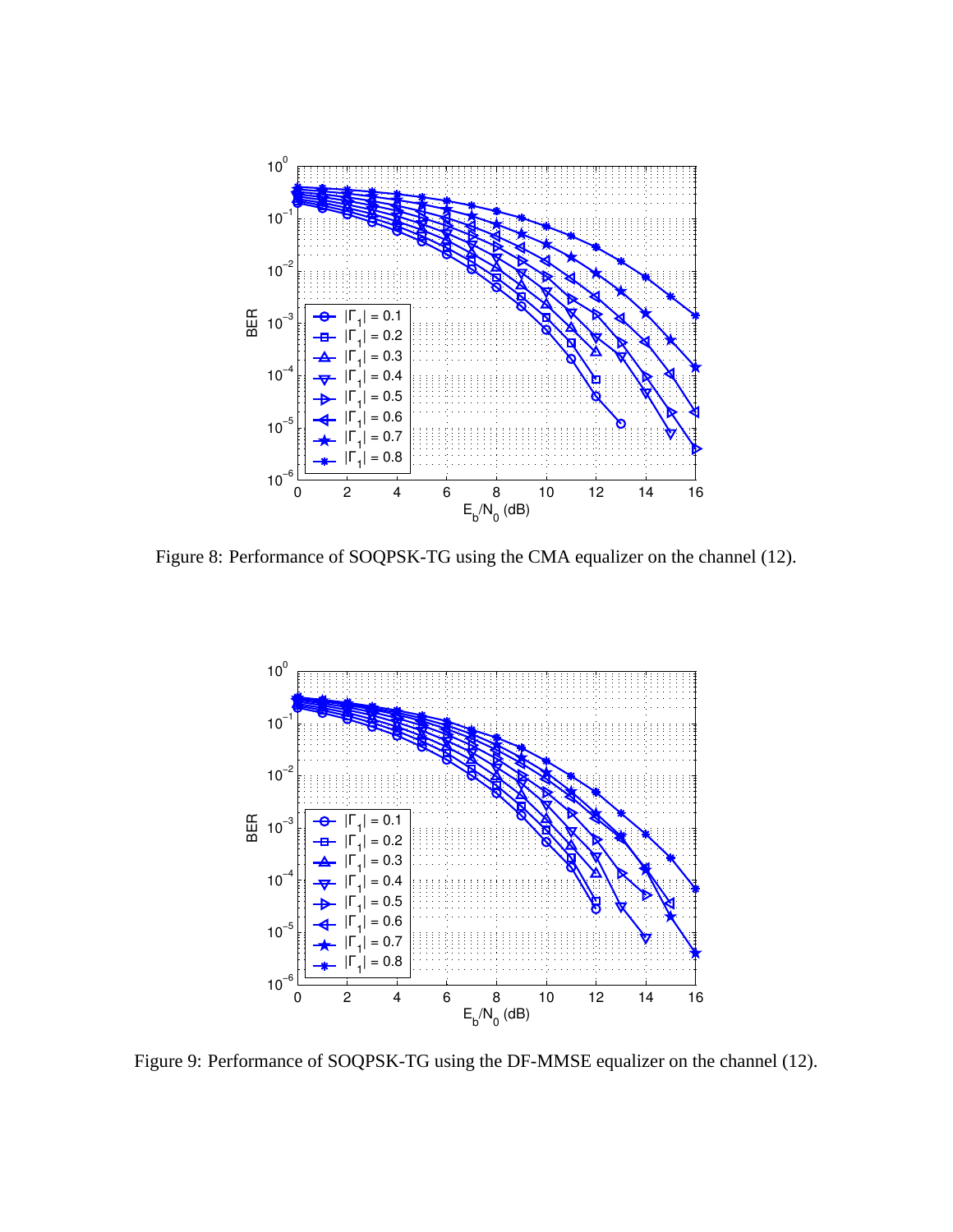Figure 8: Performance of SOQPSK-TG using the CMA equalizer on the channel (12).

Figure 9: Performance of SOQPSK-TG using the DF-MMSE equalizer on the channel (12).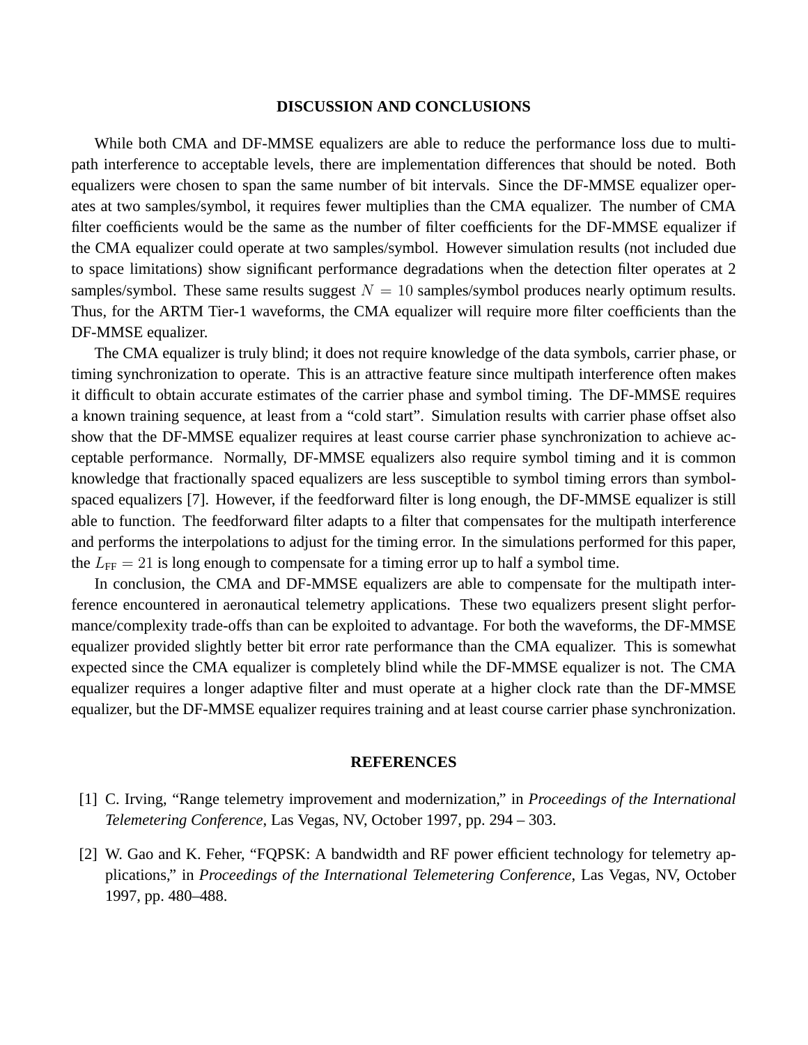## DISCUSSION AND CONCLUSIONS

While both CMA and DF-MMSE equalizers are able to reduce the performance loss due to multipath interference to acceptable levels, there are implementation differences that should be noted. Both equalizers were chosen to span the same number of bit intervals. Since the DF-MMSE equalizer operates at two samples/symbol, it requires fewer multiplies than the CMA equalizer. The number of CMA filter coefficients would be the same as the number of filter coefficients for the DF-MMSE equalizer if the CMA equalizer could operate at two samples/symbol. However simulation results (not included due to space limitations) show significant performance degradations when the detection filter operates at 2 samples/symbol. These same results suggest $N = 10$ samples/symbol produces nearly optimum results. Thus, for the ARTM Tier-1 waveforms, the CMA equalizer will require more filter coefficients than the DF-MMSE equalizer.

The CMA equalizer is truly blind; it does not require knowledge of the data symbols, carrier phase, or timing synchronization to operate. This is an attractive feature since multipath interference often makes it difficult to obtain accurate estimates of the carrier phase and symbol timing. The DF-MMSE requires a known training sequence, at least from a "cold start". Simulation results with carrier phase offset also show that the DF-MMSE equalizer requires at least course carrier phase synchronization to achieve acceptable performance. Normally, DF-MMSE equalizers also require symbol timing and it is common knowledge that fractionally spaced equalizers are less susceptible to symbol timing errors than symbol-spaced equalizers [7]. However, if the feedforward filter is long enough, the DF-MMSE equalizer is still able to function. The feedforward filter adapts to a filter that compensates for the multipath interference and performs the interpolations to adjust for the timing error. In the simulations performed for this paper, the $L_{\text{FF}} = 21$ is long enough to compensate for a timing error up to half a symbol time.

In conclusion, the CMA and DF-MMSE equalizers are able to compensate for the multipath interference encountered in aeronautical telemetry applications. These two equalizers present slight performance/complexity trade-offs than can be exploited to advantage. For both the waveforms, the DF-MMSE equalizer provided slightly better bit error rate performance than the CMA equalizer. This is somewhat expected since the CMA equalizer is completely blind while the DF-MMSE equalizer is not. The CMA equalizer requires a longer adaptive filter and must operate at a higher clock rate than the DF-MMSE equalizer, but the DF-MMSE equalizer requires training and at least course carrier phase synchronization.

## REFERENCES

[1] C. Irving, "Range telemetry improvement and modernization," in *Proceedings of the International Telemetering Conference*, Las Vegas, NV, October 1997, pp. 294 – 303.

[2] W. Gao and K. Feher, "FQPSK: A bandwidth and RF power efficient technology for telemetry applications," in *Proceedings of the International Telemetering Conference*, Las Vegas, NV, October 1997, pp. 480–488.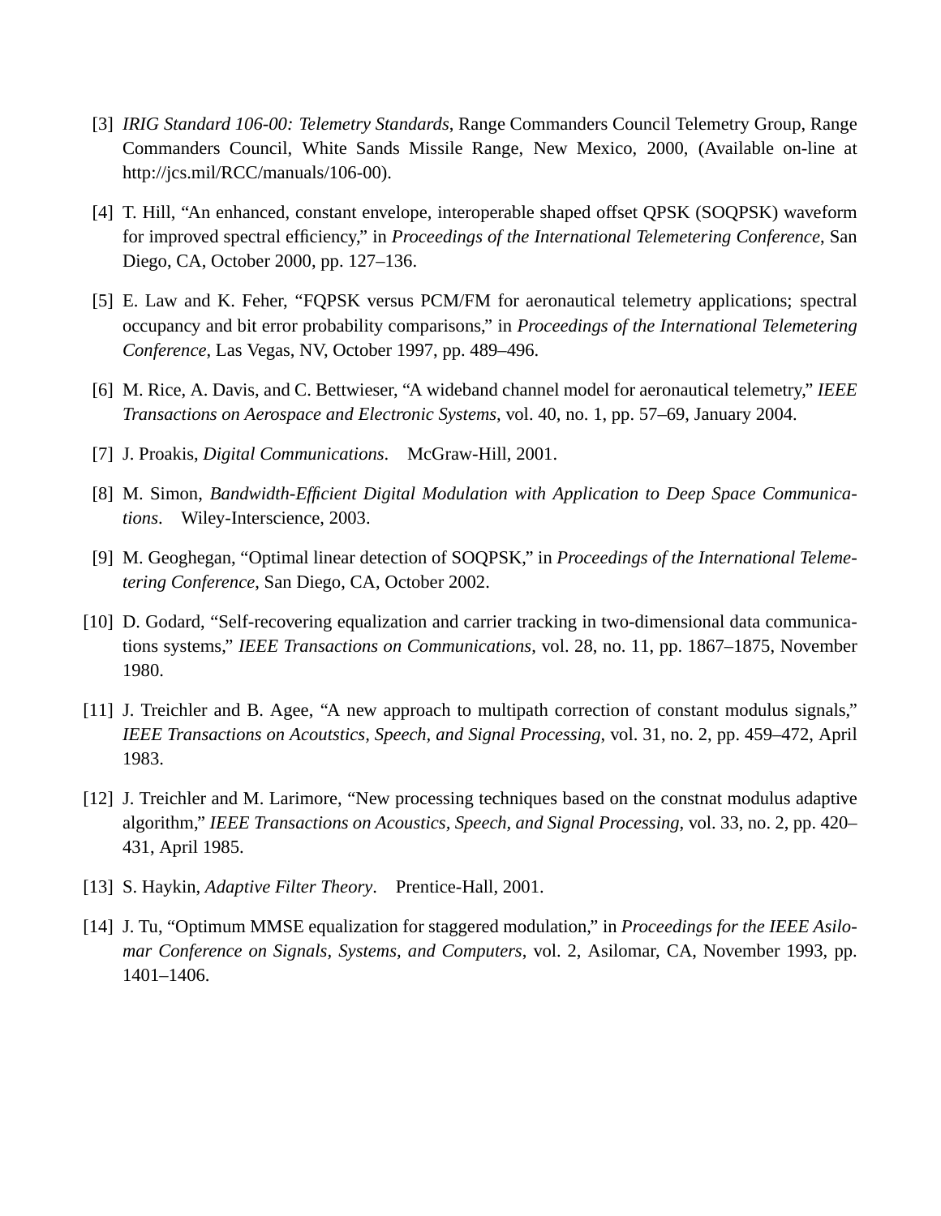[3] *IRIG Standard 106-00: Telemetry Standards*, Range Commanders Council Telemetry Group, Range Commanders Council, White Sands Missile Range, New Mexico, 2000, (Available on-line at http://jcs.mil/RCC/manuals/106-00).

[4] T. Hill, "An enhanced, constant envelope, interoperable shaped offset QPSK (SOQPSK) waveform for improved spectral efficiency," in *Proceedings of the International Telemetering Conference*, San Diego, CA, October 2000, pp. 127–136.

[5] E. Law and K. Feher, "FQPSK versus PCM/FM for aeronautical telemetry applications; spectral occupancy and bit error probability comparisons," in *Proceedings of the International Telemetering Conference*, Las Vegas, NV, October 1997, pp. 489–496.

[6] M. Rice, A. Davis, and C. Bettwieser, "A wideband channel model for aeronautical telemetry," *IEEE Transactions on Aerospace and Electronic Systems*, vol. 40, no. 1, pp. 57–69, January 2004.

[7] J. Proakis, *Digital Communications*. McGraw-Hill, 2001.

[8] M. Simon, *Bandwidth-Efficient Digital Modulation with Application to Deep Space Communications*. Wiley-Interscience, 2003.

[9] M. Geoghegan, "Optimal linear detection of SOQPSK," in *Proceedings of the International Telemetering Conference*, San Diego, CA, October 2002.

[10] D. Godard, "Self-recovering equalization and carrier tracking in two-dimensional data communications systems," *IEEE Transactions on Communications*, vol. 28, no. 11, pp. 1867–1875, November 1980.

[11] J. Treichler and B. Agee, "A new approach to multipath correction of constant modulus signals," *IEEE Transactions on Acoutstics, Speech, and Signal Processing*, vol. 31, no. 2, pp. 459–472, April 1983.

[12] J. Treichler and M. Larimore, "New processing techniques based on the constnat modulus adaptive algorithm," *IEEE Transactions on Acoustics, Speech, and Signal Processing*, vol. 33, no. 2, pp. 420–431, April 1985.

[13] S. Haykin, *Adaptive Filter Theory*. Prentice-Hall, 2001.

[14] J. Tu, "Optimum MMSE equalization for staggered modulation," in *Proceedings for the IEEE Asilomar Conference on Signals, Systems, and Computers*, vol. 2, Asilomar, CA, November 1993, pp. 1401–1406.